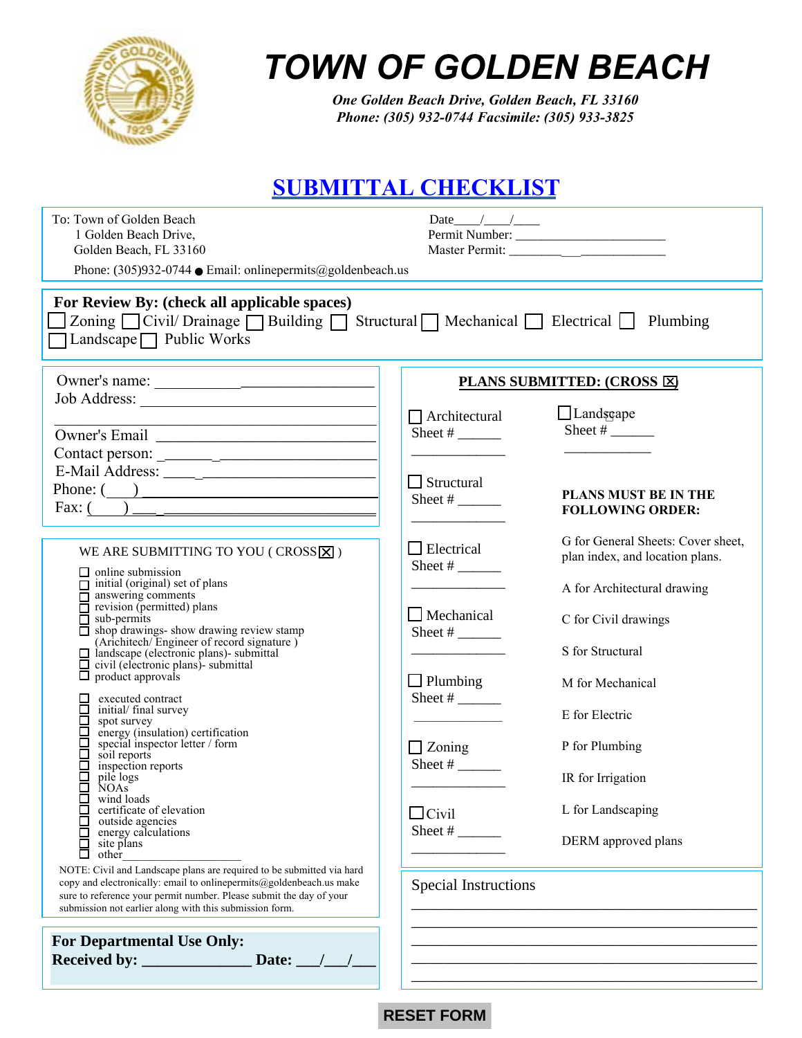# TOWN OF GOLDEN BEACH

***One Golden Beach Drive, Golden Beach, FL 33160***
***Phone: (305) 932-0744 Facsimile: (305) 933-3825***

## SUBMITTAL CHECKLIST

To: Town of Golden Beach
1 Golden Beach Drive,
Golden Beach, FL 33160

Phone: (305)932-0744 ● Email: onlinepermits@goldenbeach.us

Date____/____/____
Permit Number: ______________________
Master Permit: ______________________

**For Review By: (check all applicable spaces)**

☐ Zoning ☐ Civil/ Drainage ☐ Building ☐ Structural ☐ Mechanical ☐ Electrical ☐ Plumbing
☐ Landscape ☐ Public Works

Owner's name: ______________________________
Job Address: ______________________________
______________________________
Owner's Email ______________________________
Contact person: ______________________________
E-Mail Address: ______________________________
Phone: (___) ______________________________
Fax: (___) ______________________________

WE ARE SUBMITTING TO YOU ( CROSS ☒ )

- ☐ online submission
- ☐ initial (original) set of plans
- ☐ answering comments
- ☐ revision (permitted) plans
- ☐ sub-permits
- ☐ shop drawings- show drawing review stamp (Arichitech/ Engineer of record signature )
- ☐ landscape (electronic plans)- submittal
- ☐ civil (electronic plans)- submittal
- ☐ product approvals
- ☐ executed contract
- ☐ initial/ final survey
- ☐ spot survey
- ☐ energy (insulation) certification
- ☐ special inspector letter / form
- ☐ soil reports
- ☐ inspection reports
- ☐ pile logs
- ☐ NOAs
- ☐ wind loads
- ☐ certificate of elevation
- ☐ outside agencies
- ☐ energy calculations
- ☐ site plans
- ☐ other__________________

NOTE: Civil and Landscape plans are required to be submitted via hard copy and electronically: email to onlinepermits@goldenbeach.us make sure to reference your permit number. Please submit the day of your submission not earlier along with this submission form.

**For Departmental Use Only:**
**Received by: _____________ Date: ___/___/___**

**PLANS SUBMITTED: (CROSS ☒)**

- ☐ Architectural Sheet # ______ ____________
- ☐ Structural Sheet # ______ ____________
- ☐ Electrical Sheet # ______ ____________
- ☐ Mechanical Sheet # ______ ____________
- ☐ Plumbing Sheet # ______ ____________
- ☐ Zoning Sheet # ______ ____________
- ☐ Civil Sheet # ______ ____________
- ☐ Landscape Sheet # ______ ____________

**PLANS MUST BE IN THE FOLLOWING ORDER:**

G for General Sheets: Cover sheet, plan index, and location plans.

A for Architectural drawing

C for Civil drawings

S for Structural

M for Mechanical

E for Electric

P for Plumbing

IR for Irrigation

L for Landscaping

DERM approved plans

Special Instructions
______________________________
______________________________
______________________________
______________________________
______________________________

RESET FORM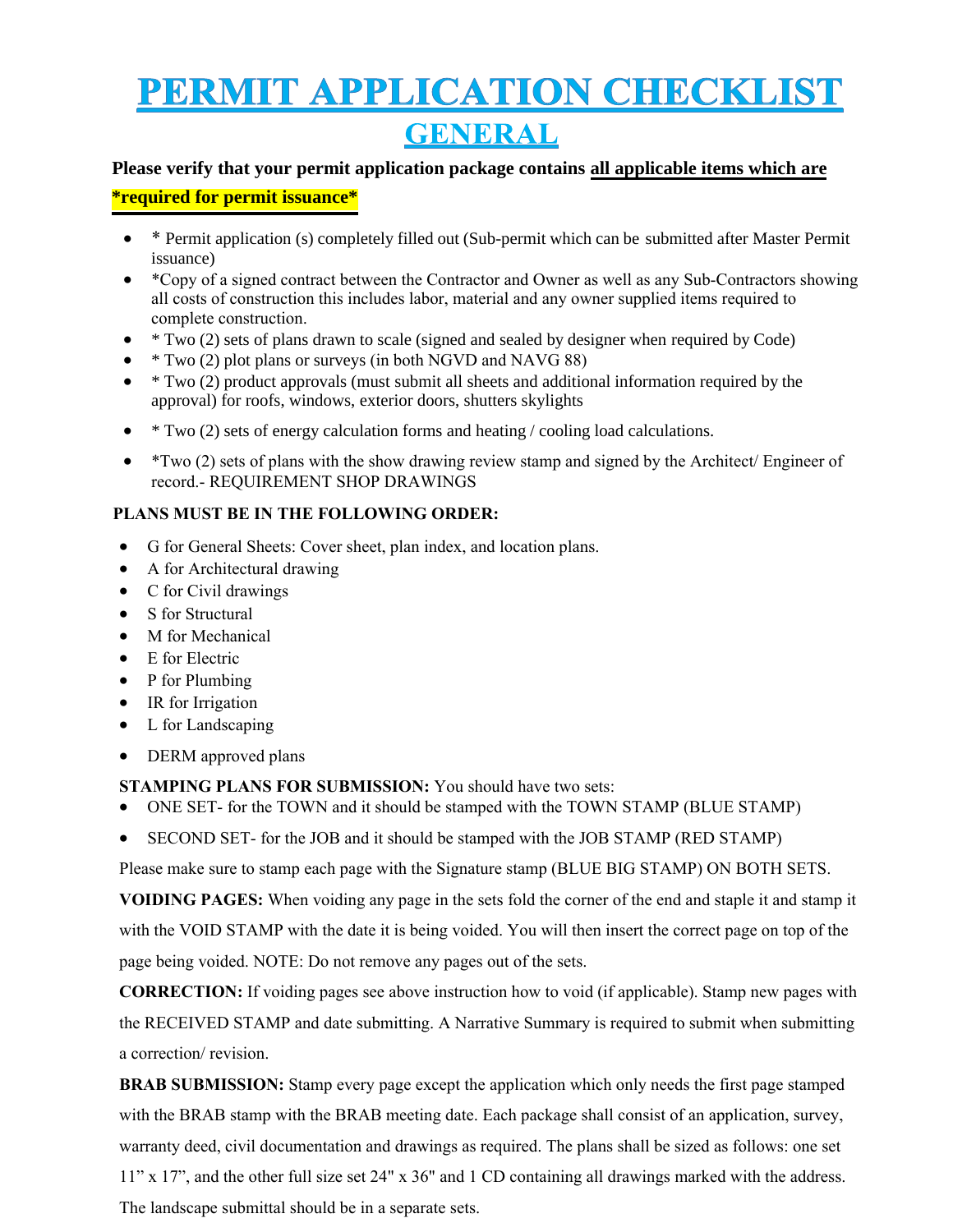# PERMIT APPLICATION CHECKLIST

## GENERAL

**Please verify that your permit application package contains all applicable items which are *required for permit issuance***

- * Permit application (s) completely filled out (Sub-permit which can be submitted after Master Permit issuance)
- *Copy of a signed contract between the Contractor and Owner as well as any Sub-Contractors showing all costs of construction this includes labor, material and any owner supplied items required to complete construction.
- * Two (2) sets of plans drawn to scale (signed and sealed by designer when required by Code)
- * Two (2) plot plans or surveys (in both NGVD and NAVG 88)
- * Two (2) product approvals (must submit all sheets and additional information required by the approval) for roofs, windows, exterior doors, shutters skylights
- * Two (2) sets of energy calculation forms and heating / cooling load calculations.
- *Two (2) sets of plans with the show drawing review stamp and signed by the Architect/ Engineer of record.- REQUIREMENT SHOP DRAWINGS

**PLANS MUST BE IN THE FOLLOWING ORDER:**

- G for General Sheets: Cover sheet, plan index, and location plans.
- A for Architectural drawing
- C for Civil drawings
- S for Structural
- M for Mechanical
- E for Electric
- P for Plumbing
- IR for Irrigation
- L for Landscaping
- DERM approved plans

**STAMPING PLANS FOR SUBMISSION:** You should have two sets:

- ONE SET- for the TOWN and it should be stamped with the TOWN STAMP (BLUE STAMP)
- SECOND SET- for the JOB and it should be stamped with the JOB STAMP (RED STAMP)

Please make sure to stamp each page with the Signature stamp (BLUE BIG STAMP) ON BOTH SETS.

**VOIDING PAGES:** When voiding any page in the sets fold the corner of the end and staple it and stamp it with the VOID STAMP with the date it is being voided. You will then insert the correct page on top of the page being voided. NOTE: Do not remove any pages out of the sets.

**CORRECTION:** If voiding pages see above instruction how to void (if applicable). Stamp new pages with the RECEIVED STAMP and date submitting. A Narrative Summary is required to submit when submitting a correction/ revision.

**BRAB SUBMISSION:** Stamp every page except the application which only needs the first page stamped with the BRAB stamp with the BRAB meeting date. Each package shall consist of an application, survey, warranty deed, civil documentation and drawings as required. The plans shall be sized as follows: one set 11" x 17", and the other full size set 24" x 36" and 1 CD containing all drawings marked with the address. The landscape submittal should be in a separate sets.